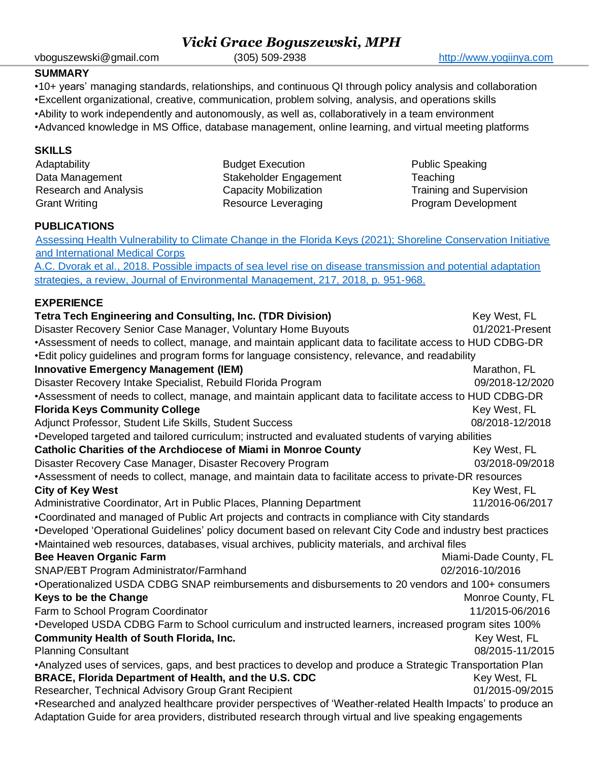# *Vicki Grace Boguszewski, MPH*

vboguszewski@gmail.com (305) 509-2938 http://www.yogiinya.com

## SUMMARY

•10+ years' managing standards, relationships, and continuous QI through policy analysis and collaboration
•Excellent organizational, creative, communication, problem solving, analysis, and operations skills
•Ability to work independently and autonomously, as well as, collaboratively in a team environment
•Advanced knowledge in MS Office, database management, online learning, and virtual meeting platforms

## SKILLS

| | | |
|---|---|---|
| Adaptability | Budget Execution | Public Speaking |
| Data Management | Stakeholder Engagement | Teaching |
| Research and Analysis | Capacity Mobilization | Training and Supervision |
| Grant Writing | Resource Leveraging | Program Development |

## PUBLICATIONS

Assessing Health Vulnerability to Climate Change in the Florida Keys (2021); Shoreline Conservation Initiative and International Medical Corps

A.C. Dvorak et al., 2018. Possible impacts of sea level rise on disease transmission and potential adaptation strategies, a review, Journal of Environmental Management, 217, 2018, p. 951-968.

## EXPERIENCE

**Tetra Tech Engineering and Consulting, Inc. (TDR Division)** Key West, FL
Disaster Recovery Senior Case Manager, Voluntary Home Buyouts 01/2021-Present
•Assessment of needs to collect, manage, and maintain applicant data to facilitate access to HUD CDBG-DR
•Edit policy guidelines and program forms for language consistency, relevance, and readability

**Innovative Emergency Management (IEM)** Marathon, FL
Disaster Recovery Intake Specialist, Rebuild Florida Program 09/2018-12/2020
•Assessment of needs to collect, manage, and maintain applicant data to facilitate access to HUD CDBG-DR

**Florida Keys Community College** Key West, FL
Adjunct Professor, Student Life Skills, Student Success 08/2018-12/2018
•Developed targeted and tailored curriculum; instructed and evaluated students of varying abilities

**Catholic Charities of the Archdiocese of Miami in Monroe County** Key West, FL
Disaster Recovery Case Manager, Disaster Recovery Program 03/2018-09/2018
•Assessment of needs to collect, manage, and maintain data to facilitate access to private-DR resources

**City of Key West** Key West, FL
Administrative Coordinator, Art in Public Places, Planning Department 11/2016-06/2017
•Coordinated and managed of Public Art projects and contracts in compliance with City standards
•Developed 'Operational Guidelines' policy document based on relevant City Code and industry best practices
•Maintained web resources, databases, visual archives, publicity materials, and archival files

**Bee Heaven Organic Farm** Miami-Dade County, FL
SNAP/EBT Program Administrator/Farmhand 02/2016-10/2016
•Operationalized USDA CDBG SNAP reimbursements and disbursements to 20 vendors and 100+ consumers

**Keys to be the Change** Monroe County, FL
Farm to School Program Coordinator 11/2015-06/2016
•Developed USDA CDBG Farm to School curriculum and instructed learners, increased program sites 100%

**Community Health of South Florida, Inc.** Key West, FL
Planning Consultant 08/2015-11/2015
•Analyzed uses of services, gaps, and best practices to develop and produce a Strategic Transportation Plan

**BRACE, Florida Department of Health, and the U.S. CDC** Key West, FL
Researcher, Technical Advisory Group Grant Recipient 01/2015-09/2015
•Researched and analyzed healthcare provider perspectives of 'Weather-related Health Impacts' to produce an Adaptation Guide for area providers, distributed research through virtual and live speaking engagements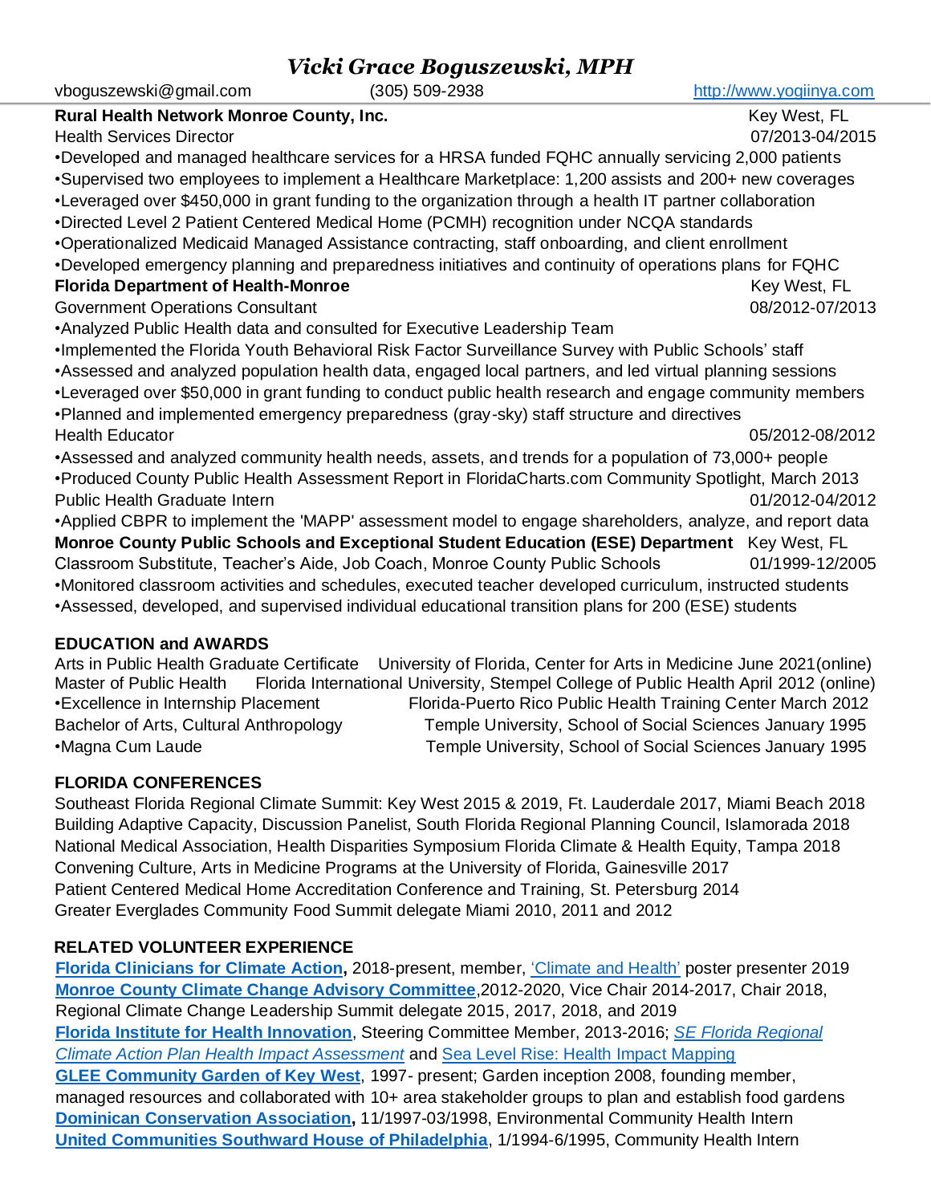# *Vicki Grace Boguszewski, MPH*

vboguszewski@gmail.com (305) 509-2938 http://www.yogiinya.com

**Rural Health Network Monroe County, Inc.** Key West, FL
Health Services Director 07/2013-04/2015

- Developed and managed healthcare services for a HRSA funded FQHC annually servicing 2,000 patients
- Supervised two employees to implement a Healthcare Marketplace: 1,200 assists and 200+ new coverages
- Leveraged over $450,000 in grant funding to the organization through a health IT partner collaboration
- Directed Level 2 Patient Centered Medical Home (PCMH) recognition under NCQA standards
- Operationalized Medicaid Managed Assistance contracting, staff onboarding, and client enrollment
- Developed emergency planning and preparedness initiatives and continuity of operations plans for FQHC

**Florida Department of Health-Monroe** Key West, FL
Government Operations Consultant 08/2012-07/2013

- Analyzed Public Health data and consulted for Executive Leadership Team
- Implemented the Florida Youth Behavioral Risk Factor Surveillance Survey with Public Schools' staff
- Assessed and analyzed population health data, engaged local partners, and led virtual planning sessions
- Leveraged over $50,000 in grant funding to conduct public health research and engage community members
- Planned and implemented emergency preparedness (gray-sky) staff structure and directives

Health Educator 05/2012-08/2012

- Assessed and analyzed community health needs, assets, and trends for a population of 73,000+ people
- Produced County Public Health Assessment Report in FloridaCharts.com Community Spotlight, March 2013

Public Health Graduate Intern 01/2012-04/2012

- Applied CBPR to implement the 'MAPP' assessment model to engage shareholders, analyze, and report data

**Monroe County Public Schools and Exceptional Student Education (ESE) Department** Key West, FL
Classroom Substitute, Teacher's Aide, Job Coach, Monroe County Public Schools 01/1999-12/2005

- Monitored classroom activities and schedules, executed teacher developed curriculum, instructed students
- Assessed, developed, and supervised individual educational transition plans for 200 (ESE) students

## EDUCATION and AWARDS

Arts in Public Health Graduate Certificate University of Florida, Center for Arts in Medicine June 2021(online)
Master of Public Health Florida International University, Stempel College of Public Health April 2012 (online)
•Excellence in Internship Placement Florida-Puerto Rico Public Health Training Center March 2012
Bachelor of Arts, Cultural Anthropology Temple University, School of Social Sciences January 1995
•Magna Cum Laude Temple University, School of Social Sciences January 1995

## FLORIDA CONFERENCES

Southeast Florida Regional Climate Summit: Key West 2015 & 2019, Ft. Lauderdale 2017, Miami Beach 2018
Building Adaptive Capacity, Discussion Panelist, South Florida Regional Planning Council, Islamorada 2018
National Medical Association, Health Disparities Symposium Florida Climate & Health Equity, Tampa 2018
Convening Culture, Arts in Medicine Programs at the University of Florida, Gainesville 2017
Patient Centered Medical Home Accreditation Conference and Training, St. Petersburg 2014
Greater Everglades Community Food Summit delegate Miami 2010, 2011 and 2012

## RELATED VOLUNTEER EXPERIENCE

**Florida Clinicians for Climate Action,** 2018-present, member, 'Climate and Health' poster presenter 2019
**Monroe County Climate Change Advisory Committee**,2012-2020, Vice Chair 2014-2017, Chair 2018, Regional Climate Change Leadership Summit delegate 2015, 2017, 2018, and 2019
**Florida Institute for Health Innovation**, Steering Committee Member, 2013-2016; *SE Florida Regional Climate Action Plan Health Impact Assessment* and Sea Level Rise: Health Impact Mapping
**GLEE Community Garden of Key West**, 1997- present; Garden inception 2008, founding member, managed resources and collaborated with 10+ area stakeholder groups to plan and establish food gardens
**Dominican Conservation Association,** 11/1997-03/1998, Environmental Community Health Intern
**United Communities Southward House of Philadelphia**, 1/1994-6/1995, Community Health Intern